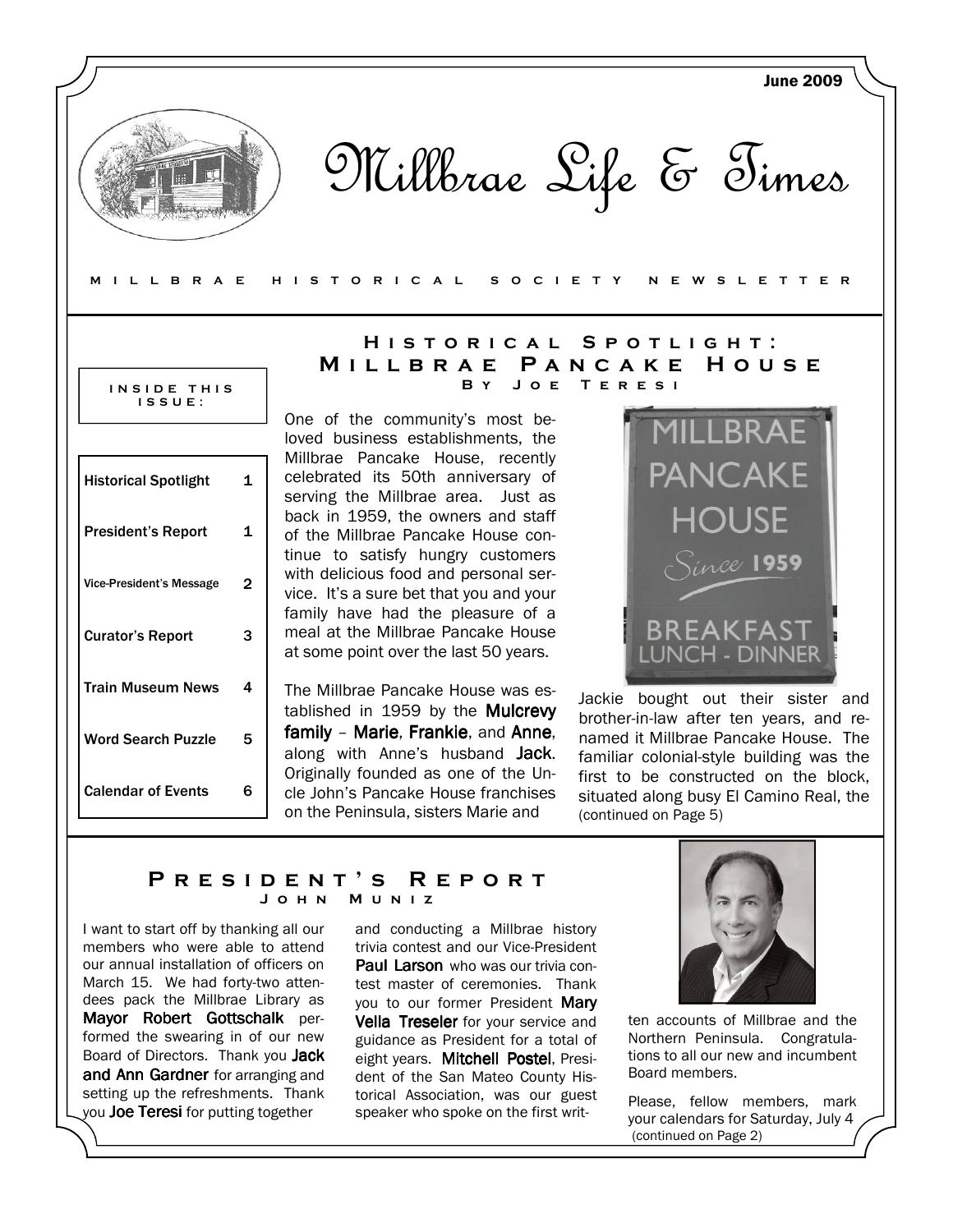June 2009

# Millbrae Life & Times

MILLBRAE HISTORICAL SOCIETY NEWSLETTER

**INSIDE THIS ISSUE:**

| | |
|---|---|
| Historical Spotlight | 1 |
| President's Report | 1 |
| Vice-President's Message | 2 |
| Curator's Report | 3 |
| Train Museum News | 4 |
| Word Search Puzzle | 5 |
| Calendar of Events | 6 |

## Historical Spotlight: Millbrae Pancake House

**By Joe Teresi**

One of the community's most beloved business establishments, the Millbrae Pancake House, recently celebrated its 50th anniversary of serving the Millbrae area. Just as back in 1959, the owners and staff of the Millbrae Pancake House continue to satisfy hungry customers with delicious food and personal service. It's a sure bet that you and your family have had the pleasure of a meal at the Millbrae Pancake House at some point over the last 50 years.

The Millbrae Pancake House was established in 1959 by the **Mulcrevy family** – **Marie**, **Frankie**, and **Anne**, along with Anne's husband **Jack**. Originally founded as one of the Uncle John's Pancake House franchises on the Peninsula, sisters Marie and Jackie bought out their sister and brother-in-law after ten years, and renamed it Millbrae Pancake House. The familiar colonial-style building was the first to be constructed on the block, situated along busy El Camino Real, the (continued on Page 5)

## President's Report

**John Muniz**

I want to start off by thanking all our members who were able to attend our annual installation of officers on March 15. We had forty-two attendees pack the Millbrae Library as **Mayor Robert Gottschalk** performed the swearing in of our new Board of Directors. Thank you **Jack and Ann Gardner** for arranging and setting up the refreshments. Thank you **Joe Teresi** for putting together and conducting a Millbrae history trivia contest and our Vice-President **Paul Larson** who was our trivia contest master of ceremonies. Thank you to our former President **Mary Vella Treseler** for your service and guidance as President for a total of eight years. **Mitchell Postel**, President of the San Mateo County Historical Association, was our guest speaker who spoke on the first written accounts of Millbrae and the Northern Peninsula. Congratulations to all our new and incumbent Board members.

Please, fellow members, mark your calendars for Saturday, July 4 (continued on Page 2)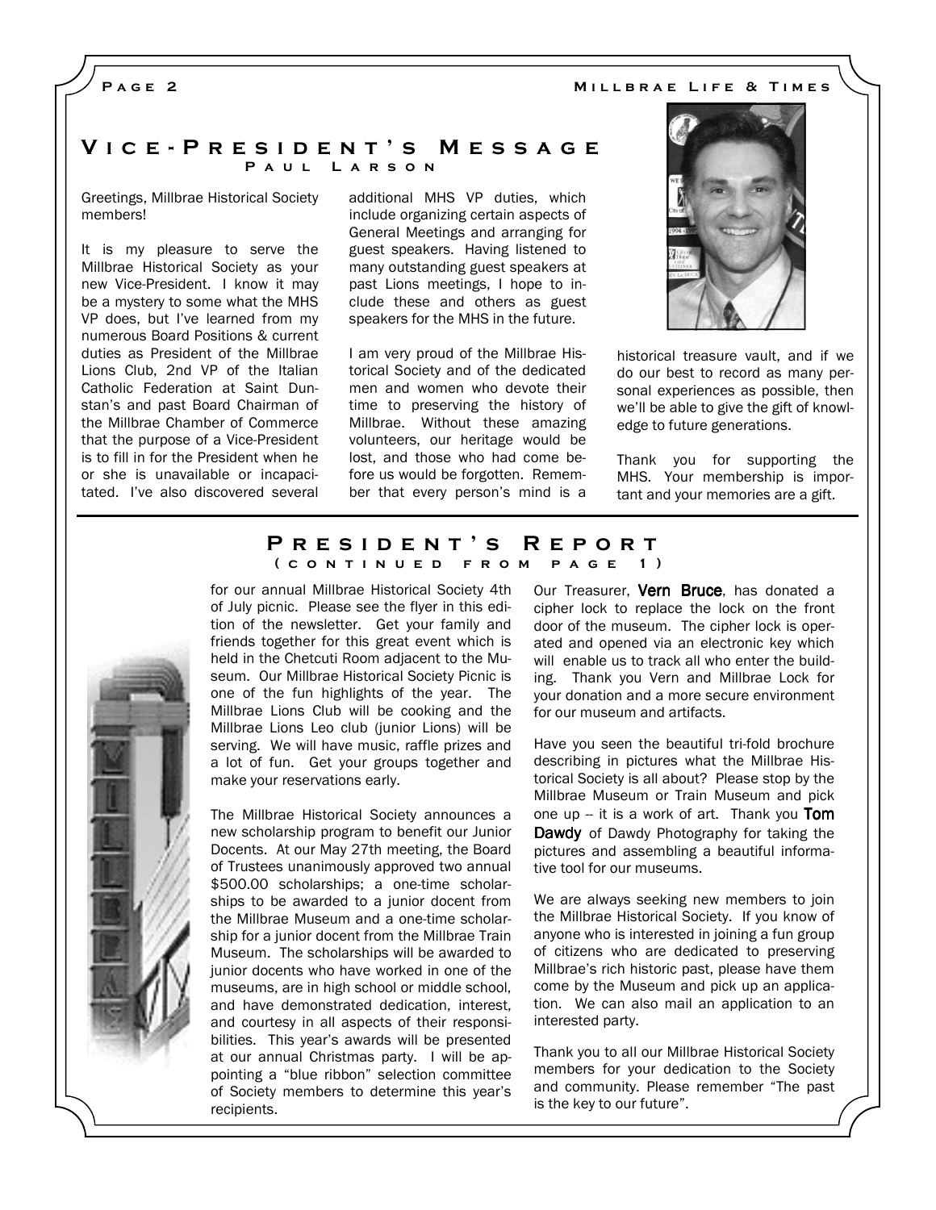## Vice-President's Message

### Paul Larson

Greetings, Millbrae Historical Society members!

It is my pleasure to serve the Millbrae Historical Society as your new Vice-President. I know it may be a mystery to some what the MHS VP does, but I've learned from my numerous Board Positions & current duties as President of the Millbrae Lions Club, 2nd VP of the Italian Catholic Federation at Saint Dunstan's and past Board Chairman of the Millbrae Chamber of Commerce that the purpose of a Vice-President is to fill in for the President when he or she is unavailable or incapacitated. I've also discovered several additional MHS VP duties, which include organizing certain aspects of General Meetings and arranging for guest speakers. Having listened to many outstanding guest speakers at past Lions meetings, I hope to include these and others as guest speakers for the MHS in the future.

I am very proud of the Millbrae Historical Society and of the dedicated men and women who devote their time to preserving the history of Millbrae. Without these amazing volunteers, our heritage would be lost, and those who had come before us would be forgotten. Remember that every person's mind is a historical treasure vault, and if we do our best to record as many personal experiences as possible, then we'll be able to give the gift of knowledge to future generations.

Thank you for supporting the MHS. Your membership is important and your memories are a gift.

## President's Report

### (continued from page 1)

for our annual Millbrae Historical Society 4th of July picnic. Please see the flyer in this edition of the newsletter. Get your family and friends together for this great event which is held in the Chetcuti Room adjacent to the Museum. Our Millbrae Historical Society Picnic is one of the fun highlights of the year. The Millbrae Lions Club will be cooking and the Millbrae Lions Leo club (junior Lions) will be serving. We will have music, raffle prizes and a lot of fun. Get your groups together and make your reservations early.

The Millbrae Historical Society announces a new scholarship program to benefit our Junior Docents. At our May 27th meeting, the Board of Trustees unanimously approved two annual $500.00 scholarships; a one-time scholarships to be awarded to a junior docent from the Millbrae Museum and a one-time scholarship for a junior docent from the Millbrae Train Museum. The scholarships will be awarded to junior docents who have worked in one of the museums, are in high school or middle school, and have demonstrated dedication, interest, and courtesy in all aspects of their responsibilities. This year's awards will be presented at our annual Christmas party. I will be appointing a "blue ribbon" selection committee of Society members to determine this year's recipients.

Our Treasurer, **Vern Bruce**, has donated a cipher lock to replace the lock on the front door of the museum. The cipher lock is operated and opened via an electronic key which will enable us to track all who enter the building. Thank you Vern and Millbrae Lock for your donation and a more secure environment for our museum and artifacts.

Have you seen the beautiful tri-fold brochure describing in pictures what the Millbrae Historical Society is all about? Please stop by the Millbrae Museum or Train Museum and pick one up -- it is a work of art. Thank you **Tom Dawdy** of Dawdy Photography for taking the pictures and assembling a beautiful informative tool for our museums.

We are always seeking new members to join the Millbrae Historical Society. If you know of anyone who is interested in joining a fun group of citizens who are dedicated to preserving Millbrae's rich historic past, please have them come by the Museum and pick up an application. We can also mail an application to an interested party.

Thank you to all our Millbrae Historical Society members for your dedication to the Society and community. Please remember "The past is the key to our future".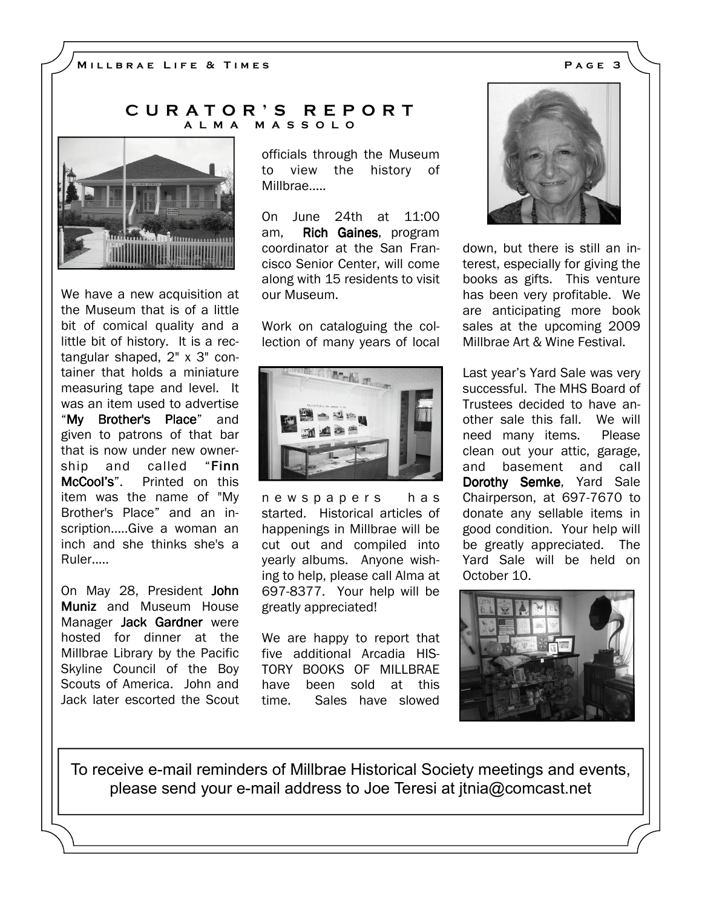## CURATOR'S REPORT

### ALMA MASSOLO

We have a new acquisition at the Museum that is of a little bit of comical quality and a little bit of history. It is a rectangular shaped, 2" x 3" container that holds a miniature measuring tape and level. It was an item used to advertise "**My Brother's Place**" and given to patrons of that bar that is now under new ownership and called "**Finn McCool's**". Printed on this item was the name of "My Brother's Place" and an inscription.....Give a woman an inch and she thinks she's a Ruler.....

On May 28, President **John Muniz** and Museum House Manager **Jack Gardner** were hosted for dinner at the Millbrae Library by the Pacific Skyline Council of the Boy Scouts of America. John and Jack later escorted the Scout officials through the Museum to view the history of Millbrae.....

On June 24th at 11:00 am, **Rich Gaines**, program coordinator at the San Francisco Senior Center, will come along with 15 residents to visit our Museum.

Work on cataloguing the collection of many years of local newspapers has started. Historical articles of happenings in Millbrae will be cut out and compiled into yearly albums. Anyone wishing to help, please call Alma at 697-8377. Your help will be greatly appreciated!

We are happy to report that five additional Arcadia HISTORY BOOKS OF MILLBRAE have been sold at this time. Sales have slowed down, but there is still an interest, especially for giving the books as gifts. This venture has been very profitable. We are anticipating more book sales at the upcoming 2009 Millbrae Art & Wine Festival.

Last year's Yard Sale was very successful. The MHS Board of Trustees decided to have another sale this fall. We will need many items. Please clean out your attic, garage, and basement and call **Dorothy Semke**, Yard Sale Chairperson, at 697-7670 to donate any sellable items in good condition. Your help will be greatly appreciated. The Yard Sale will be held on October 10.

To receive e-mail reminders of Millbrae Historical Society meetings and events, please send your e-mail address to Joe Teresi at jtnia@comcast.net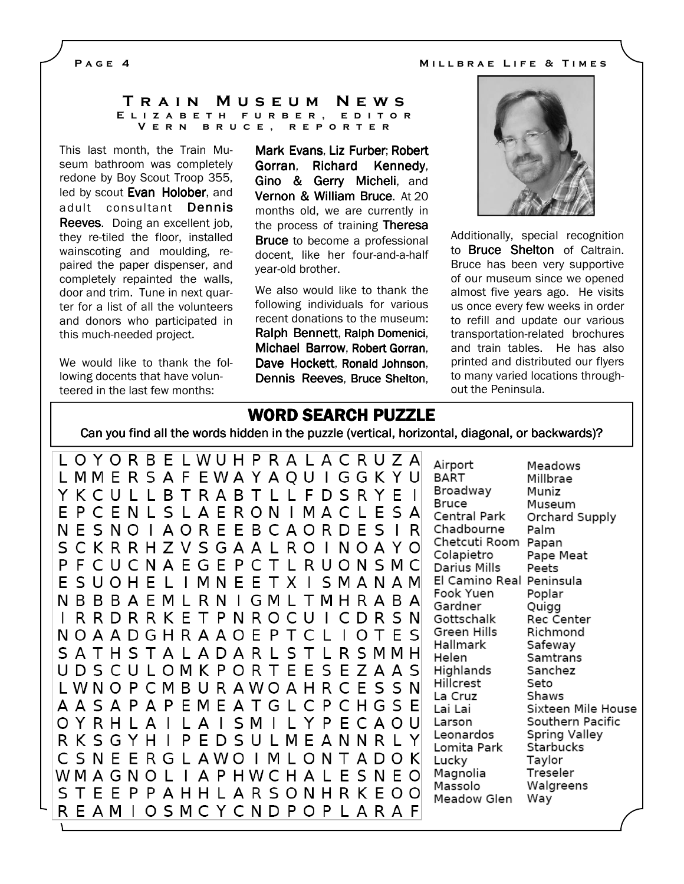## Train Museum News

**Elizabeth Furber, Editor**
**Vern Bruce, Reporter**

This last month, the Train Museum bathroom was completely redone by Boy Scout Troop 355, led by scout **Evan Holober**, and adult consultant **Dennis Reeves**. Doing an excellent job, they re-tiled the floor, installed wainscoting and moulding, repaired the paper dispenser, and completely repainted the walls, door and trim. Tune in next quarter for a list of all the volunteers and donors who participated in this much-needed project.

We would like to thank the following docents that have volunteered in the last few months: **Mark Evans**, **Liz Furber**; **Robert Gorran**, **Richard Kennedy**, **Gino & Gerry Micheli**, and **Vernon & William Bruce**. At 20 months old, we are currently in the process of training **Theresa Bruce** to become a professional docent, like her four-and-a-half year-old brother.

We also would like to thank the following individuals for various recent donations to the museum: **Ralph Bennett**, **Ralph Domenici**, **Michael Barrow**, **Robert Gorran**, **Dave Hockett**, **Ronald Johnson**, **Dennis Reeves**, **Bruce Shelton**,

Additionally, special recognition to **Bruce Shelton** of Caltrain. Bruce has been very supportive of our museum since we opened almost five years ago. He visits us once every few weeks in order to refill and update our various transportation-related brochures and train tables. He has also printed and distributed our flyers to many varied locations throughout the Peninsula.

## WORD SEARCH PUZZLE

Can you find all the words hidden in the puzzle (vertical, horizontal, diagonal, or backwards)?

```
L O Y O R B E L W U H P R A L A C R U Z A
L M M E R S A F E W A Y A Q U I G G K Y U
Y K C U L L B T R A B T L L F D S R Y E I
E P C E N L S L A E R O N I M A C L E S A
N E S N O I A O R E E B C A O R D E S I R
S C K R R H Z V S G A A L R O I N O A Y O
P F C U C N A E G E P C T L R U O N S M C
E S U O H E L I M N E E T X I S M A N A M
N B B B A E M L R N I G M L T M H R A B A
I R R D R R K E T P N R O C U I C D R S N
N O A A D G H R A A O E P T C L I O T E S
S A T H S T A L A D A R L S T L R S M M H
U D S C U L O M K P O R T E E S E Z A A S
L W N O P C M B U R A W O A H R C E S S N
A A S A P A P E M E A T G L C P C H G S E
O Y R H L A I L A I S M I L Y P E C A O U
R K S G Y H I P E D S U L M E A N N R L Y
C S N E E R G L A W O I M L O N T A D O K
W M A G N O L I A P H W C H A L E S N E O
S T E E P P A H H L A R S O N H R K E O O
R E A M I O S M C Y C N D P O P L A R A F
```

| | |
|---|---|
| Airport | Meadows |
| BART | Millbrae |
| Broadway | Muniz |
| Bruce | Museum |
| Central Park | Orchard Supply |
| Chadbourne | Palm |
| Chetcuti Room | Papan |
| Colapietro | Pape Meat |
| Darius Mills | Peets |
| El Camino Real | Peninsula |
| Fook Yuen | Poplar |
| Gardner | Quigg |
| Gottschalk | Rec Center |
| Green Hills | Richmond |
| Hallmark | Safeway |
| Helen | Samtrans |
| Highlands | Sanchez |
| Hillcrest | Seto |
| La Cruz | Shaws |
| Lai Lai | Sixteen Mile House |
| Larson | Southern Pacific |
| Leonardos | Spring Valley |
| Lomita Park | Starbucks |
| Lucky | Taylor |
| Magnolia | Treseler |
| Massolo | Walgreens |
| Meadow Glen | Way |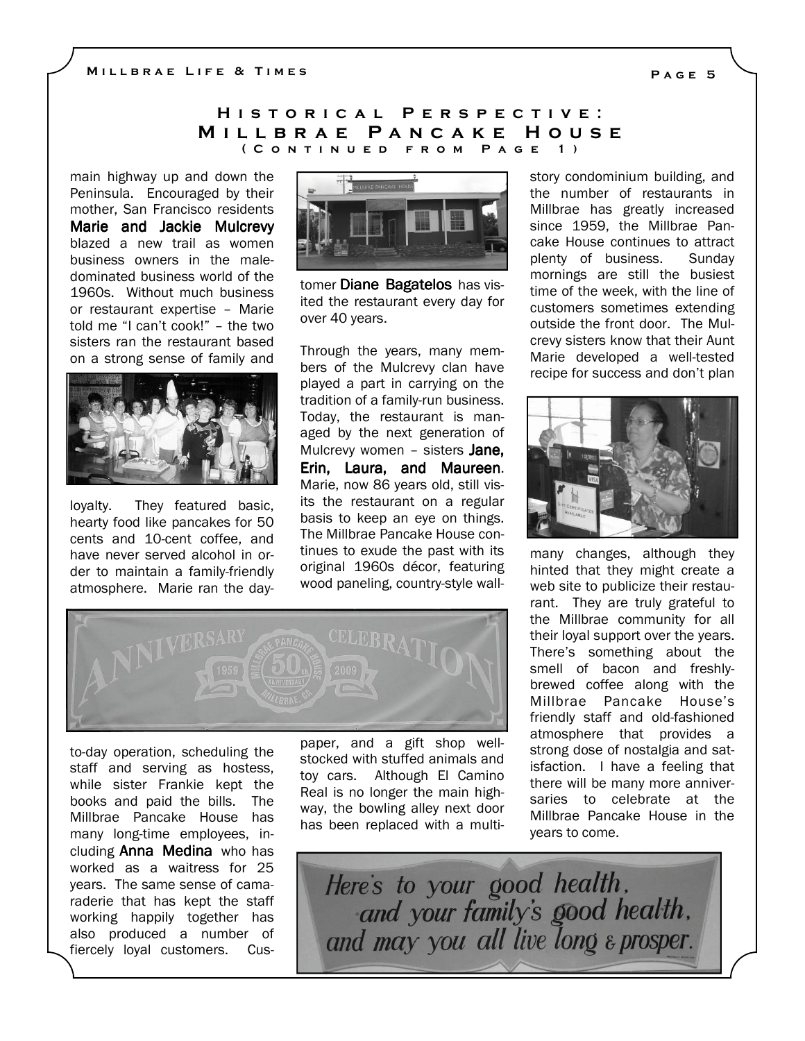## Historical Perspective: Millbrae Pancake House

### (Continued from Page 1)

main highway up and down the Peninsula. Encouraged by their mother, San Francisco residents **Marie and Jackie Mulcrevy** blazed a new trail as women business owners in the male-dominated business world of the 1960s. Without much business or restaurant expertise – Marie told me "I can't cook!" – the two sisters ran the restaurant based on a strong sense of family and loyalty. They featured basic, hearty food like pancakes for 50 cents and 10-cent coffee, and have never served alcohol in order to maintain a family-friendly atmosphere. Marie ran the day-to-day operation, scheduling the staff and serving as hostess, while sister Frankie kept the books and paid the bills. The Millbrae Pancake House has many long-time employees, including **Anna Medina** who has worked as a waitress for 25 years. The same sense of camaraderie that has kept the staff working happily together has also produced a number of fiercely loyal customers. Customer **Diane Bagatelos** has visited the restaurant every day for over 40 years.

Through the years, many members of the Mulcrevy clan have played a part in carrying on the tradition of a family-run business. Today, the restaurant is managed by the next generation of Mulcrevy women – sisters **Jane, Erin, Laura, and Maureen**. Marie, now 86 years old, still visits the restaurant on a regular basis to keep an eye on things. The Millbrae Pancake House continues to exude the past with its original 1960s décor, featuring wood paneling, country-style wallpaper, and a gift shop well-stocked with stuffed animals and toy cars. Although El Camino Real is no longer the main highway, the bowling alley next door has been replaced with a multi-story condominium building, and the number of restaurants in Millbrae has greatly increased since 1959, the Millbrae Pancake House continues to attract plenty of business. Sunday mornings are still the busiest time of the week, with the line of customers sometimes extending outside the front door. The Mulcrevy sisters know that their Aunt Marie developed a well-tested recipe for success and don't plan many changes, although they hinted that they might create a web site to publicize their restaurant. They are truly grateful to the Millbrae community for all their loyal support over the years. There's something about the smell of bacon and freshly-brewed coffee along with the Millbrae Pancake House's friendly staff and old-fashioned atmosphere that provides a strong dose of nostalgia and satisfaction. I have a feeling that there will be many more anniversaries to celebrate at the Millbrae Pancake House in the years to come.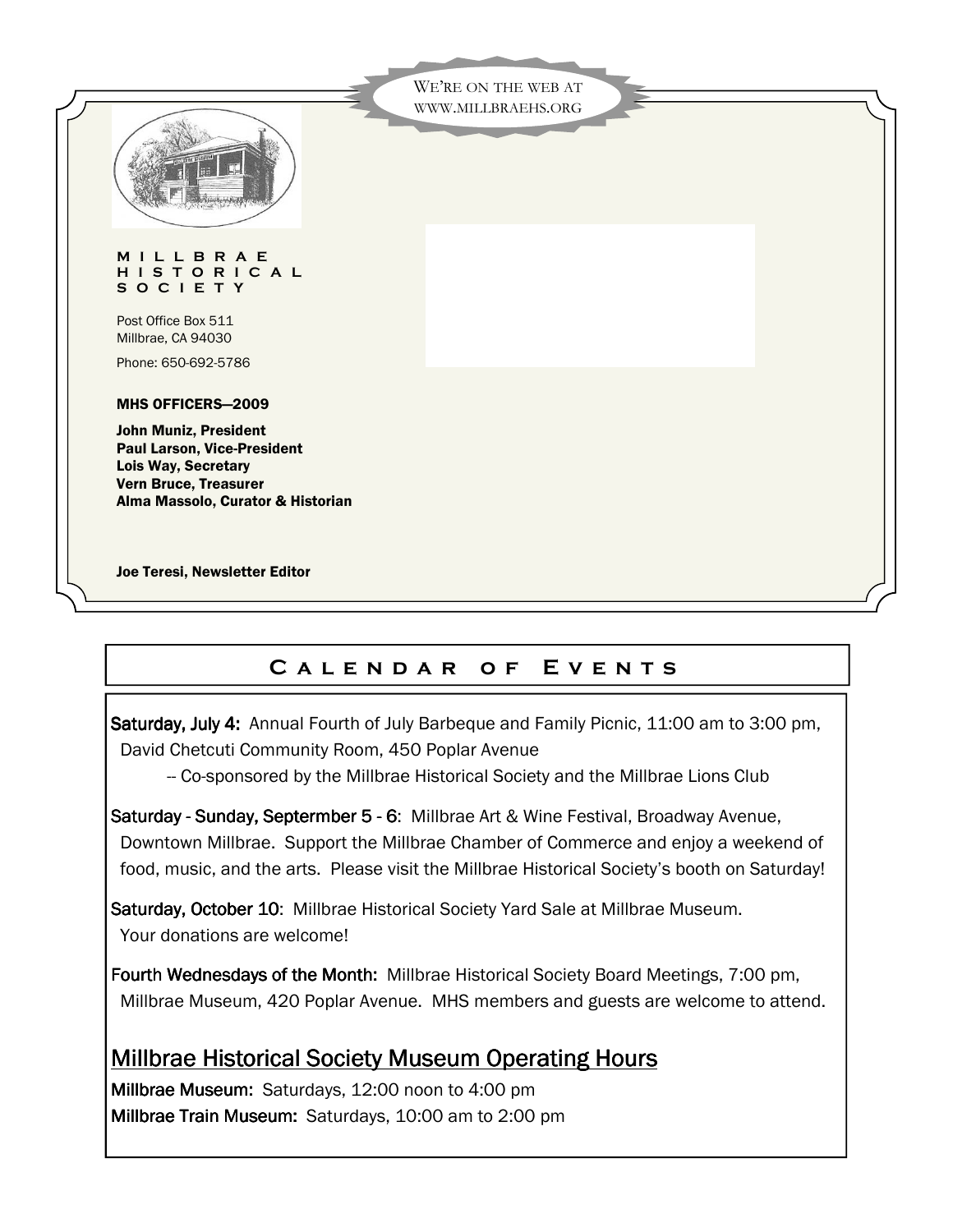WE'RE ON THE WEB AT
WWW.MILLBRAEHS.ORG

**MILLBRAE HISTORICAL SOCIETY**

Post Office Box 511
Millbrae, CA 94030

Phone: 650-692-5786

**MHS OFFICERS—2009**

**John Muniz, President**
**Paul Larson, Vice-President**
**Lois Way, Secretary**
**Vern Bruce, Treasurer**
**Alma Massolo, Curator & Historian**

**Joe Teresi, Newsletter Editor**

## Calendar of Events

**Saturday, July 4:** Annual Fourth of July Barbeque and Family Picnic, 11:00 am to 3:00 pm, David Chetcuti Community Room, 450 Poplar Avenue

-- Co-sponsored by the Millbrae Historical Society and the Millbrae Lions Club

**Saturday - Sunday, Septermber 5 - 6:** Millbrae Art & Wine Festival, Broadway Avenue, Downtown Millbrae. Support the Millbrae Chamber of Commerce and enjoy a weekend of food, music, and the arts. Please visit the Millbrae Historical Society's booth on Saturday!

**Saturday, October 10:** Millbrae Historical Society Yard Sale at Millbrae Museum. Your donations are welcome!

**Fourth Wednesdays of the Month:** Millbrae Historical Society Board Meetings, 7:00 pm, Millbrae Museum, 420 Poplar Avenue. MHS members and guests are welcome to attend.

## Millbrae Historical Society Museum Operating Hours

**Millbrae Museum:** Saturdays, 12:00 noon to 4:00 pm
**Millbrae Train Museum:** Saturdays, 10:00 am to 2:00 pm